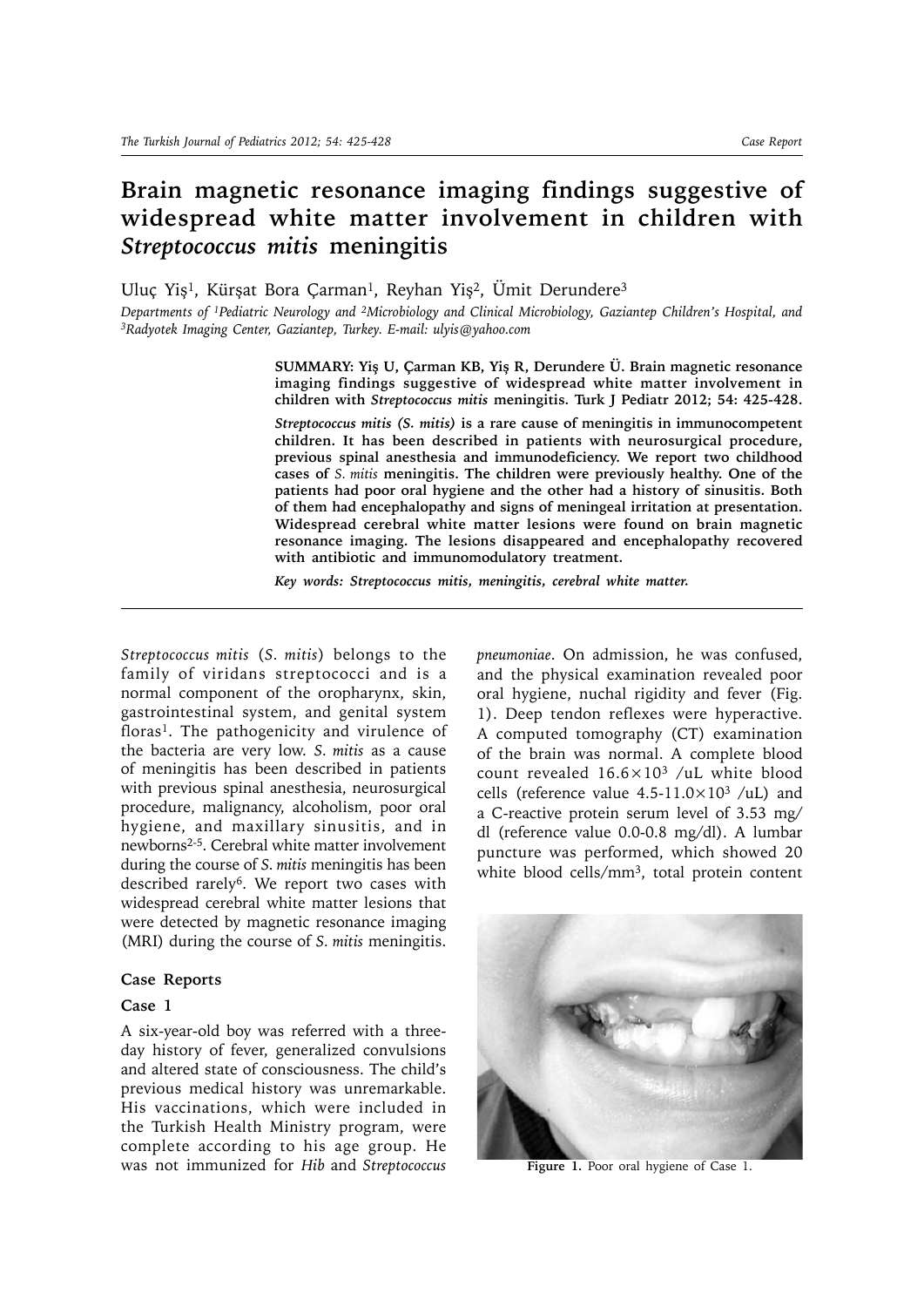# Brain magnetic resonance imaging findings suggestive of widespread white matter involvement in children with *Streptococcus mitis* meningitis

Uluç Yiş[1], Kürşat Bora Çarman[1], Reyhan Yiş[2], Ümit Derundere[3]

*Departments of [1]Pediatric Neurology and [2]Microbiology and Clinical Microbiology, Gaziantep Children's Hospital, and [3]Radyotek Imaging Center, Gaziantep, Turkey. E-mail: ulyis@yahoo.com*

**SUMMARY: Yiş U, Çarman KB, Yiş R, Derundere Ü. Brain magnetic resonance imaging findings suggestive of widespread white matter involvement in children with *Streptococcus mitis* meningitis. Turk J Pediatr 2012; 54: 425-428.**

***Streptococcus mitis (S. mitis)* is a rare cause of meningitis in immunocompetent children. It has been described in patients with neurosurgical procedure, previous spinal anesthesia and immunodeficiency. We report two childhood cases of *S. mitis* meningitis. The children were previously healthy. One of the patients had poor oral hygiene and the other had a history of sinusitis. Both of them had encephalopathy and signs of meningeal irritation at presentation. Widespread cerebral white matter lesions were found on brain magnetic resonance imaging. The lesions disappeared and encephalopathy recovered with antibiotic and immunomodulatory treatment.**

***Key words: Streptococcus mitis, meningitis, cerebral white matter.***

*Streptococcus mitis* (*S. mitis*) belongs to the family of viridans streptococci and is a normal component of the oropharynx, skin, gastrointestinal system, and genital system floras[1]. The pathogenicity and virulence of the bacteria are very low. *S. mitis* as a cause of meningitis has been described in patients with previous spinal anesthesia, neurosurgical procedure, malignancy, alcoholism, poor oral hygiene, and maxillary sinusitis, and in newborns[2-5]. Cerebral white matter involvement during the course of *S. mitis* meningitis has been described rarely[6]. We report two cases with widespread cerebral white matter lesions that were detected by magnetic resonance imaging (MRI) during the course of *S. mitis* meningitis.

## Case Reports

### Case 1

A six-year-old boy was referred with a three-day history of fever, generalized convulsions and altered state of consciousness. The child's previous medical history was unremarkable. His vaccinations, which were included in the Turkish Health Ministry program, were complete according to his age group. He was not immunized for *Hib* and *Streptococcus pneumoniae*. On admission, he was confused, and the physical examination revealed poor oral hygiene, nuchal rigidity and fever (Fig. 1). Deep tendon reflexes were hyperactive. A computed tomography (CT) examination of the brain was normal. A complete blood count revealed $16.6\times10^3$ /uL white blood cells (reference value $4.5\text{-}11.0\times10^3$ /uL) and a C-reactive protein serum level of 3.53 mg/dl (reference value 0.0-0.8 mg/dl). A lumbar puncture was performed, which showed 20 white blood cells/mm$^3$, total protein content

**Figure 1.** Poor oral hygiene of Case 1.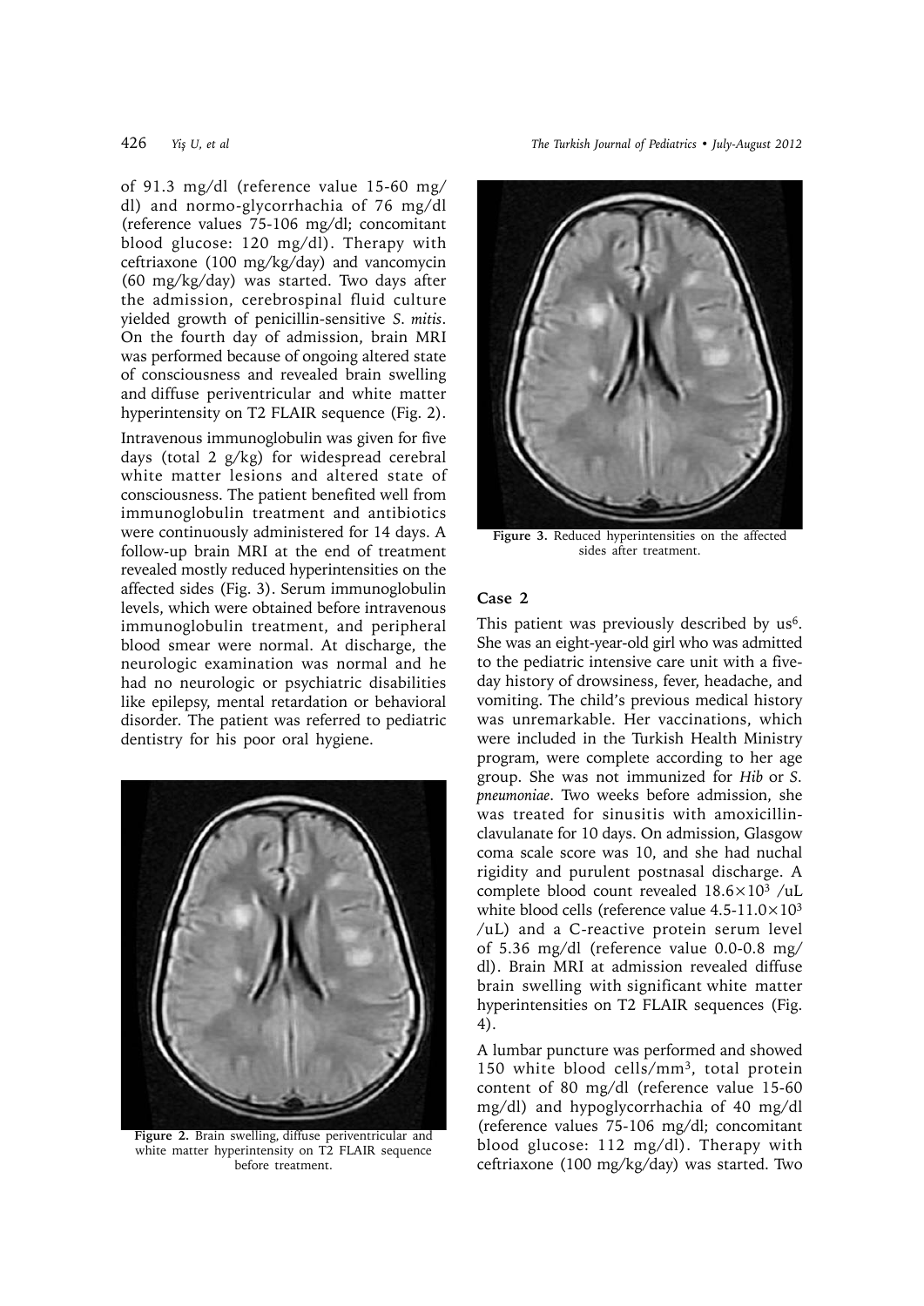of 91.3 mg/dl (reference value 15-60 mg/dl) and normo-glycorrhachia of 76 mg/dl (reference values 75-106 mg/dl; concomitant blood glucose: 120 mg/dl). Therapy with ceftriaxone (100 mg/kg/day) and vancomycin (60 mg/kg/day) was started. Two days after the admission, cerebrospinal fluid culture yielded growth of penicillin-sensitive *S. mitis*. On the fourth day of admission, brain MRI was performed because of ongoing altered state of consciousness and revealed brain swelling and diffuse periventricular and white matter hyperintensity on T2 FLAIR sequence (Fig. 2).

Intravenous immunoglobulin was given for five days (total 2 g/kg) for widespread cerebral white matter lesions and altered state of consciousness. The patient benefited well from immunoglobulin treatment and antibiotics were continuously administered for 14 days. A follow-up brain MRI at the end of treatment revealed mostly reduced hyperintensities on the affected sides (Fig. 3). Serum immunoglobulin levels, which were obtained before intravenous immunoglobulin treatment, and peripheral blood smear were normal. At discharge, the neurologic examination was normal and he had no neurologic or psychiatric disabilities like epilepsy, mental retardation or behavioral disorder. The patient was referred to pediatric dentistry for his poor oral hygiene.

**Figure 2.** Brain swelling, diffuse periventricular and white matter hyperintensity on T2 FLAIR sequence before treatment.

**Figure 3.** Reduced hyperintensities on the affected sides after treatment.

## Case 2

This patient was previously described by us[6]. She was an eight-year-old girl who was admitted to the pediatric intensive care unit with a five-day history of drowsiness, fever, headache, and vomiting. The child's previous medical history was unremarkable. Her vaccinations, which were included in the Turkish Health Ministry program, were complete according to her age group. She was not immunized for *Hib* or *S. pneumoniae*. Two weeks before admission, she was treated for sinusitis with amoxicillin-clavulanate for 10 days. On admission, Glasgow coma scale score was 10, and she had nuchal rigidity and purulent postnasal discharge. A complete blood count revealed $18.6\times10^3$ /uL white blood cells (reference value $4.5\text{-}11.0\times10^3$ /uL) and a C-reactive protein serum level of 5.36 mg/dl (reference value 0.0-0.8 mg/dl). Brain MRI at admission revealed diffuse brain swelling with significant white matter hyperintensities on T2 FLAIR sequences (Fig. 4).

A lumbar puncture was performed and showed 150 white blood cells/mm$^3$, total protein content of 80 mg/dl (reference value 15-60 mg/dl) and hypoglycorrhachia of 40 mg/dl (reference values 75-106 mg/dl; concomitant blood glucose: 112 mg/dl). Therapy with ceftriaxone (100 mg/kg/day) was started. Two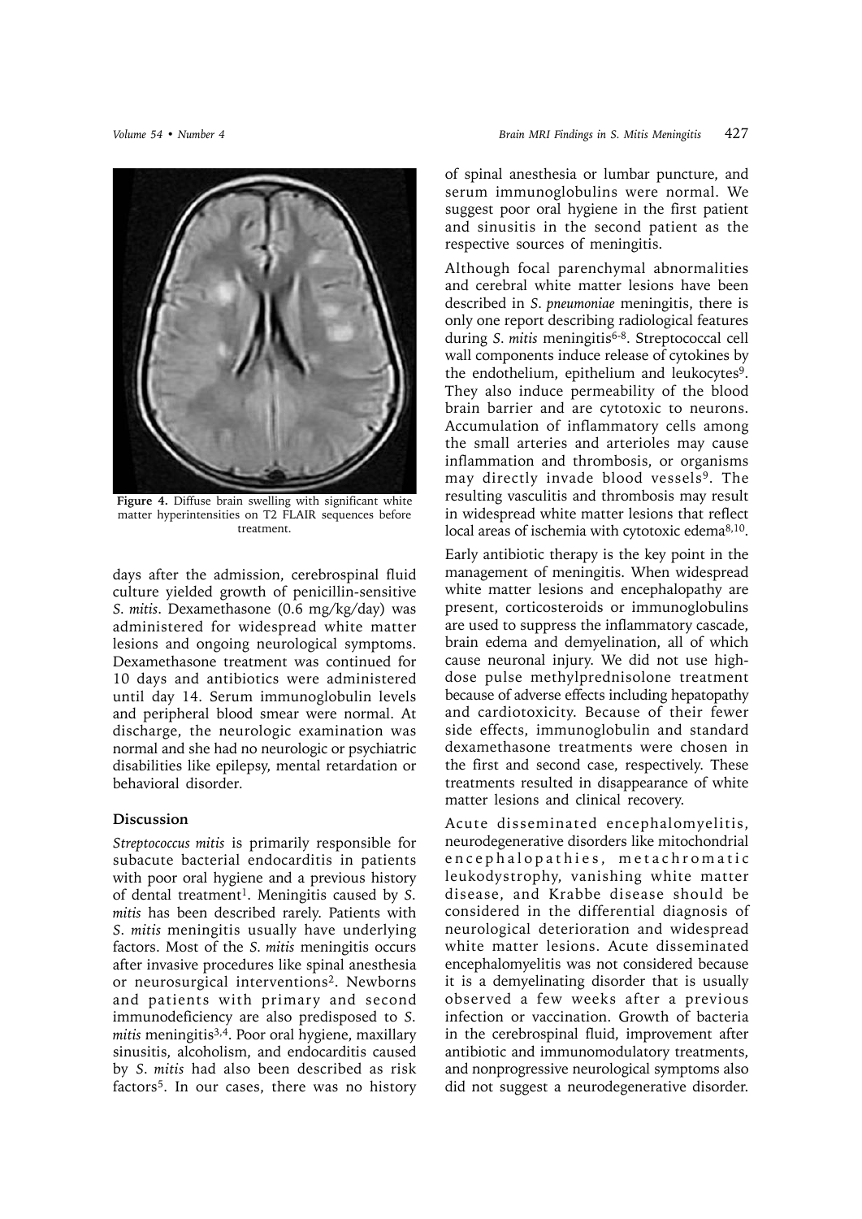**Figure 4.** Diffuse brain swelling with significant white matter hyperintensities on T2 FLAIR sequences before treatment.

days after the admission, cerebrospinal fluid culture yielded growth of penicillin-sensitive *S. mitis*. Dexamethasone (0.6 mg/kg/day) was administered for widespread white matter lesions and ongoing neurological symptoms. Dexamethasone treatment was continued for 10 days and antibiotics were administered until day 14. Serum immunoglobulin levels and peripheral blood smear were normal. At discharge, the neurologic examination was normal and she had no neurologic or psychiatric disabilities like epilepsy, mental retardation or behavioral disorder.

## Discussion

*Streptococcus mitis* is primarily responsible for subacute bacterial endocarditis in patients with poor oral hygiene and a previous history of dental treatment[1]. Meningitis caused by *S. mitis* has been described rarely. Patients with *S. mitis* meningitis usually have underlying factors. Most of the *S. mitis* meningitis occurs after invasive procedures like spinal anesthesia or neurosurgical interventions[2]. Newborns and patients with primary and second immunodeficiency are also predisposed to *S. mitis* meningitis[3,4]. Poor oral hygiene, maxillary sinusitis, alcoholism, and endocarditis caused by *S. mitis* had also been described as risk factors[5]. In our cases, there was no history of spinal anesthesia or lumbar puncture, and serum immunoglobulins were normal. We suggest poor oral hygiene in the first patient and sinusitis in the second patient as the respective sources of meningitis.

Although focal parenchymal abnormalities and cerebral white matter lesions have been described in *S. pneumoniae* meningitis, there is only one report describing radiological features during *S. mitis* meningitis[6-8]. Streptococcal cell wall components induce release of cytokines by the endothelium, epithelium and leukocytes[9]. They also induce permeability of the blood brain barrier and are cytotoxic to neurons. Accumulation of inflammatory cells among the small arteries and arterioles may cause inflammation and thrombosis, or organisms may directly invade blood vessels[9]. The resulting vasculitis and thrombosis may result in widespread white matter lesions that reflect local areas of ischemia with cytotoxic edema[8,10].

Early antibiotic therapy is the key point in the management of meningitis. When widespread white matter lesions and encephalopathy are present, corticosteroids or immunoglobulins are used to suppress the inflammatory cascade, brain edema and demyelination, all of which cause neuronal injury. We did not use high-dose pulse methylprednisolone treatment because of adverse effects including hepatopathy and cardiotoxicity. Because of their fewer side effects, immunoglobulin and standard dexamethasone treatments were chosen in the first and second case, respectively. These treatments resulted in disappearance of white matter lesions and clinical recovery.

Acute disseminated encephalomyelitis, neurodegenerative disorders like mitochondrial encephalopathies, metachromatic leukodystrophy, vanishing white matter disease, and Krabbe disease should be considered in the differential diagnosis of neurological deterioration and widespread white matter lesions. Acute disseminated encephalomyelitis was not considered because it is a demyelinating disorder that is usually observed a few weeks after a previous infection or vaccination. Growth of bacteria in the cerebrospinal fluid, improvement after antibiotic and immunomodulatory treatments, and nonprogressive neurological symptoms also did not suggest a neurodegenerative disorder.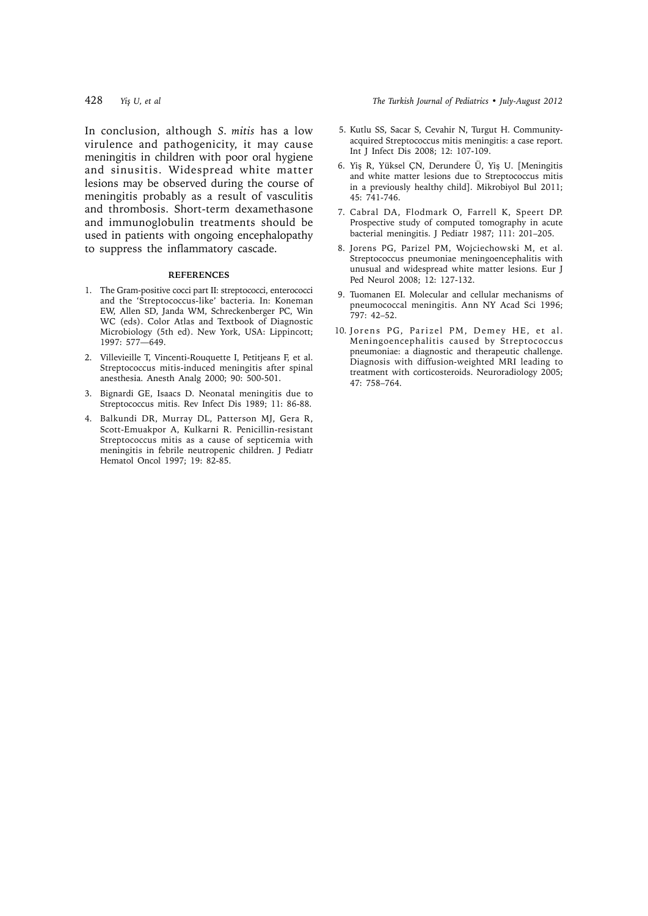In conclusion, although *S. mitis* has a low virulence and pathogenicity, it may cause meningitis in children with poor oral hygiene and sinusitis. Widespread white matter lesions may be observed during the course of meningitis probably as a result of vasculitis and thrombosis. Short-term dexamethasone and immunoglobulin treatments should be used in patients with ongoing encephalopathy to suppress the inflammatory cascade.

## REFERENCES

1. The Gram-positive cocci part II: streptococci, enterococci and the 'Streptococcus-like' bacteria. In: Koneman EW, Allen SD, Janda WM, Schreckenberger PC, Win WC (eds). Color Atlas and Textbook of Diagnostic Microbiology (5th ed). New York, USA: Lippincott; 1997: 577—649.
2. Villevieille T, Vincenti-Rouquette I, Petitjeans F, et al. Streptococcus mitis-induced meningitis after spinal anesthesia. Anesth Analg 2000; 90: 500-501.
3. Bignardi GE, Isaacs D. Neonatal meningitis due to Streptococcus mitis. Rev Infect Dis 1989; 11: 86-88.
4. Balkundi DR, Murray DL, Patterson MJ, Gera R, Scott-Emuakpor A, Kulkarni R. Penicillin-resistant Streptococcus mitis as a cause of septicemia with meningitis in febrile neutropenic children. J Pediatr Hematol Oncol 1997; 19: 82-85.
5. Kutlu SS, Sacar S, Cevahir N, Turgut H. Community-acquired Streptococcus mitis meningitis: a case report. Int J Infect Dis 2008; 12: 107-109.
6. Yiş R, Yüksel ÇN, Derundere Ü, Yiş U. [Meningitis and white matter lesions due to Streptococcus mitis in a previously healthy child]. Mikrobiyol Bul 2011; 45: 741-746.
7. Cabral DA, Flodmark O, Farrell K, Speert DP. Prospective study of computed tomography in acute bacterial meningitis. J Pediatr 1987; 111: 201–205.
8. Jorens PG, Parizel PM, Wojciechowski M, et al. Streptococcus pneumoniae meningoencephalitis with unusual and widespread white matter lesions. Eur J Ped Neurol 2008; 12: 127-132.
9. Tuomanen EI. Molecular and cellular mechanisms of pneumococcal meningitis. Ann NY Acad Sci 1996; 797: 42–52.
10. Jorens PG, Parizel PM, Demey HE, et al. Meningoencephalitis caused by Streptococcus pneumoniae: a diagnostic and therapeutic challenge. Diagnosis with diffusion-weighted MRI leading to treatment with corticosteroids. Neuroradiology 2005; 47: 758–764.